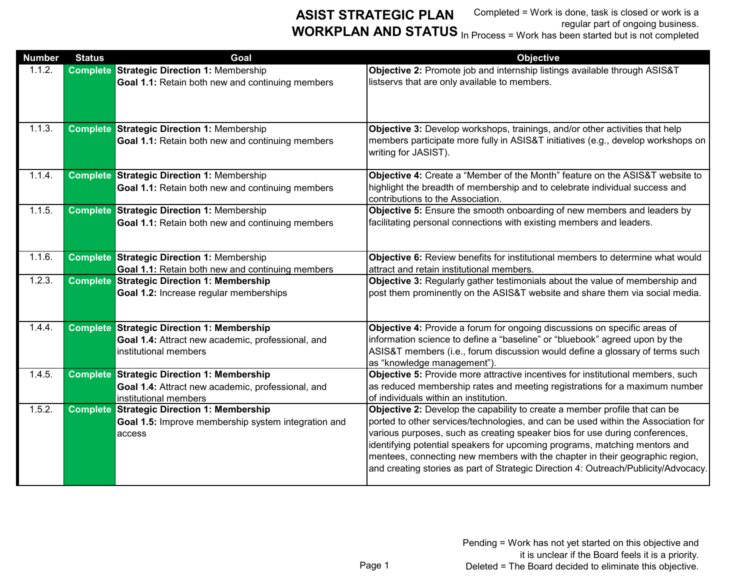# ASIST STRATEGIC PLAN WORKPLAN AND STATUS

Completed = Work is done, task is closed or work is a regular part of ongoing business.
In Process = Work has been started but is not completed

| Number | Status | Goal | Objective |
|---|---|---|---|
| 1.1.2. | Complete | **Strategic Direction 1:** Membership<br>**Goal 1.1:** Retain both new and continuing members | **Objective 2:** Promote job and internship listings available through ASIS&T listservs that are only available to members. |
| 1.1.3. | Complete | **Strategic Direction 1:** Membership<br>**Goal 1.1:** Retain both new and continuing members | **Objective 3:** Develop workshops, trainings, and/or other activities that help members participate more fully in ASIS&T initiatives (e.g., develop workshops on writing for JASIST). |
| 1.1.4. | Complete | **Strategic Direction 1:** Membership<br>**Goal 1.1:** Retain both new and continuing members | **Objective 4:** Create a “Member of the Month” feature on the ASIS&T website to highlight the breadth of membership and to celebrate individual success and contributions to the Association. |
| 1.1.5. | Complete | **Strategic Direction 1:** Membership<br>**Goal 1.1:** Retain both new and continuing members | **Objective 5:** Ensure the smooth onboarding of new members and leaders by facilitating personal connections with existing members and leaders. |
| 1.1.6. | Complete | **Strategic Direction 1:** Membership<br>**Goal 1.1:** Retain both new and continuing members | **Objective 6:** Review benefits for institutional members to determine what would attract and retain institutional members. |
| 1.2.3. | Complete | **Strategic Direction 1: Membership**<br>**Goal 1.2:** Increase regular memberships | **Objective 3:** Regularly gather testimonials about the value of membership and post them prominently on the ASIS&T website and share them via social media. |
| 1.4.4. | Complete | **Strategic Direction 1: Membership**<br>**Goal 1.4:** Attract new academic, professional, and institutional members | **Objective 4:** Provide a forum for ongoing discussions on specific areas of information science to define a “baseline” or “bluebook” agreed upon by the ASIS&T members (i.e., forum discussion would define a glossary of terms such as “knowledge management”). |
| 1.4.5. | Complete | **Strategic Direction 1: Membership**<br>**Goal 1.4:** Attract new academic, professional, and institutional members | **Objective 5:** Provide more attractive incentives for institutional members, such as reduced membership rates and meeting registrations for a maximum number of individuals within an institution. |
| 1.5.2. | Complete | **Strategic Direction 1: Membership**<br>**Goal 1.5:** Improve membership system integration and access | **Objective 2:** Develop the capability to create a member profile that can be ported to other services/technologies, and can be used within the Association for various purposes, such as creating speaker bios for use during conferences, identifying potential speakers for upcoming programs, matching mentors and mentees, connecting new members with the chapter in their geographic region, and creating stories as part of Strategic Direction 4: Outreach/Publicity/Advocacy. |

Pending = Work has not yet started on this objective and it is unclear if the Board feels it is a priority.
Deleted = The Board decided to eliminate this objective.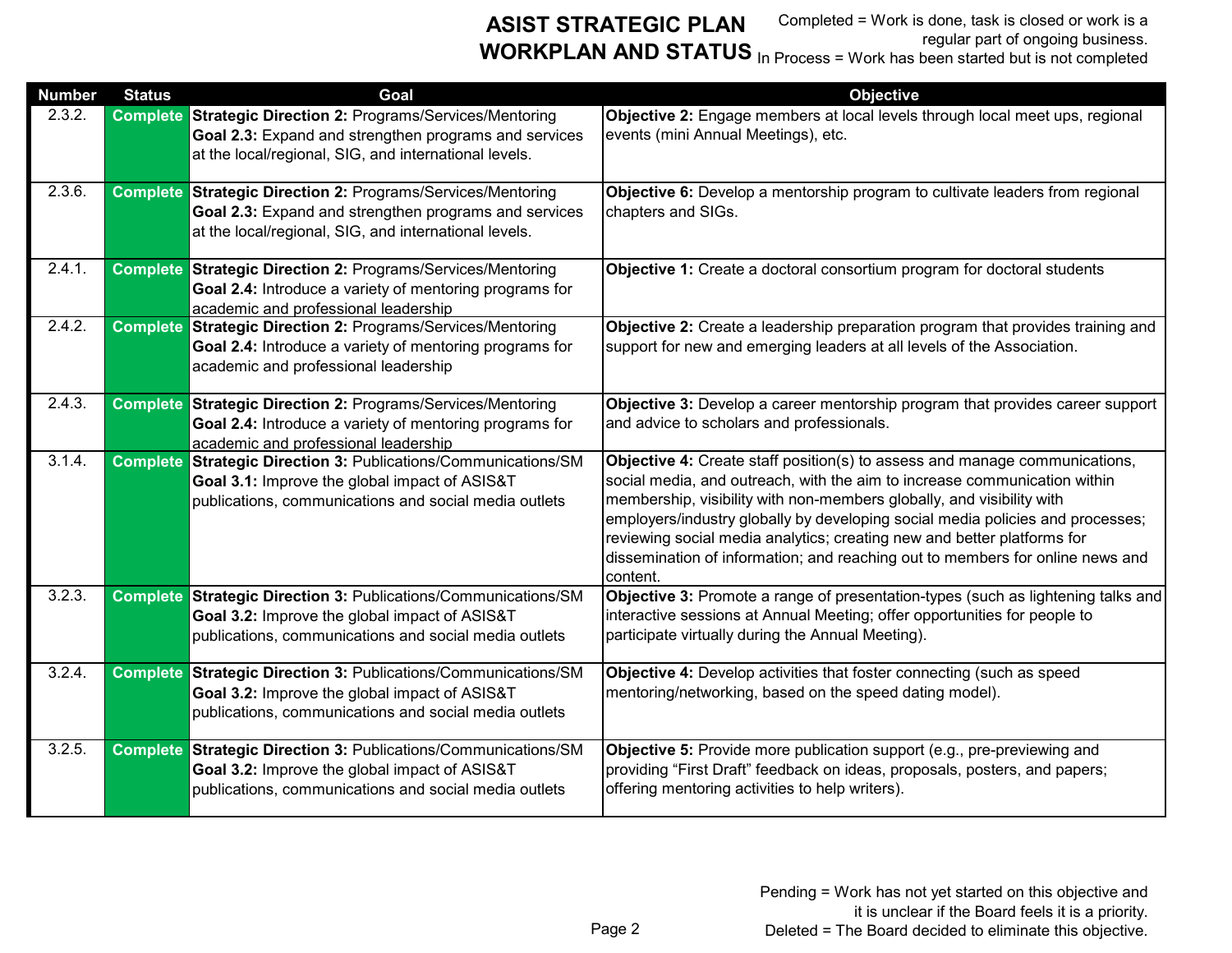# ASIST STRATEGIC PLAN WORKPLAN AND STATUS

Completed = Work is done, task is closed or work is a regular part of ongoing business.
In Process = Work has been started but is not completed

| Number | Status | Goal | Objective |
|---|---|---|---|
| 2.3.2. | Complete | **Strategic Direction 2:** Programs/Services/Mentoring **Goal 2.3:** Expand and strengthen programs and services at the local/regional, SIG, and international levels. | **Objective 2:** Engage members at local levels through local meet ups, regional events (mini Annual Meetings), etc. |
| 2.3.6. | Complete | **Strategic Direction 2:** Programs/Services/Mentoring **Goal 2.3:** Expand and strengthen programs and services at the local/regional, SIG, and international levels. | **Objective 6:** Develop a mentorship program to cultivate leaders from regional chapters and SIGs. |
| 2.4.1. | Complete | **Strategic Direction 2:** Programs/Services/Mentoring **Goal 2.4:** Introduce a variety of mentoring programs for academic and professional leadership | **Objective 1:** Create a doctoral consortium program for doctoral students |
| 2.4.2. | Complete | **Strategic Direction 2:** Programs/Services/Mentoring **Goal 2.4:** Introduce a variety of mentoring programs for academic and professional leadership | **Objective 2:** Create a leadership preparation program that provides training and support for new and emerging leaders at all levels of the Association. |
| 2.4.3. | Complete | **Strategic Direction 2:** Programs/Services/Mentoring **Goal 2.4:** Introduce a variety of mentoring programs for academic and professional leadership | **Objective 3:** Develop a career mentorship program that provides career support and advice to scholars and professionals. |
| 3.1.4. | Complete | **Strategic Direction 3:** Publications/Communications/SM **Goal 3.1:** Improve the global impact of ASIS&T publications, communications and social media outlets | **Objective 4:** Create staff position(s) to assess and manage communications, social media, and outreach, with the aim to increase communication within membership, visibility with non-members globally, and visibility with employers/industry globally by developing social media policies and processes; reviewing social media analytics; creating new and better platforms for dissemination of information; and reaching out to members for online news and content. |
| 3.2.3. | Complete | **Strategic Direction 3:** Publications/Communications/SM **Goal 3.2:** Improve the global impact of ASIS&T publications, communications and social media outlets | **Objective 3:** Promote a range of presentation-types (such as lightening talks and interactive sessions at Annual Meeting; offer opportunities for people to participate virtually during the Annual Meeting). |
| 3.2.4. | Complete | **Strategic Direction 3:** Publications/Communications/SM **Goal 3.2:** Improve the global impact of ASIS&T publications, communications and social media outlets | **Objective 4:** Develop activities that foster connecting (such as speed mentoring/networking, based on the speed dating model). |
| 3.2.5. | Complete | **Strategic Direction 3:** Publications/Communications/SM **Goal 3.2:** Improve the global impact of ASIS&T publications, communications and social media outlets | **Objective 5:** Provide more publication support (e.g., pre-previewing and providing “First Draft” feedback on ideas, proposals, posters, and papers; offering mentoring activities to help writers). |

Pending = Work has not yet started on this objective and it is unclear if the Board feels it is a priority.
Deleted = The Board decided to eliminate this objective.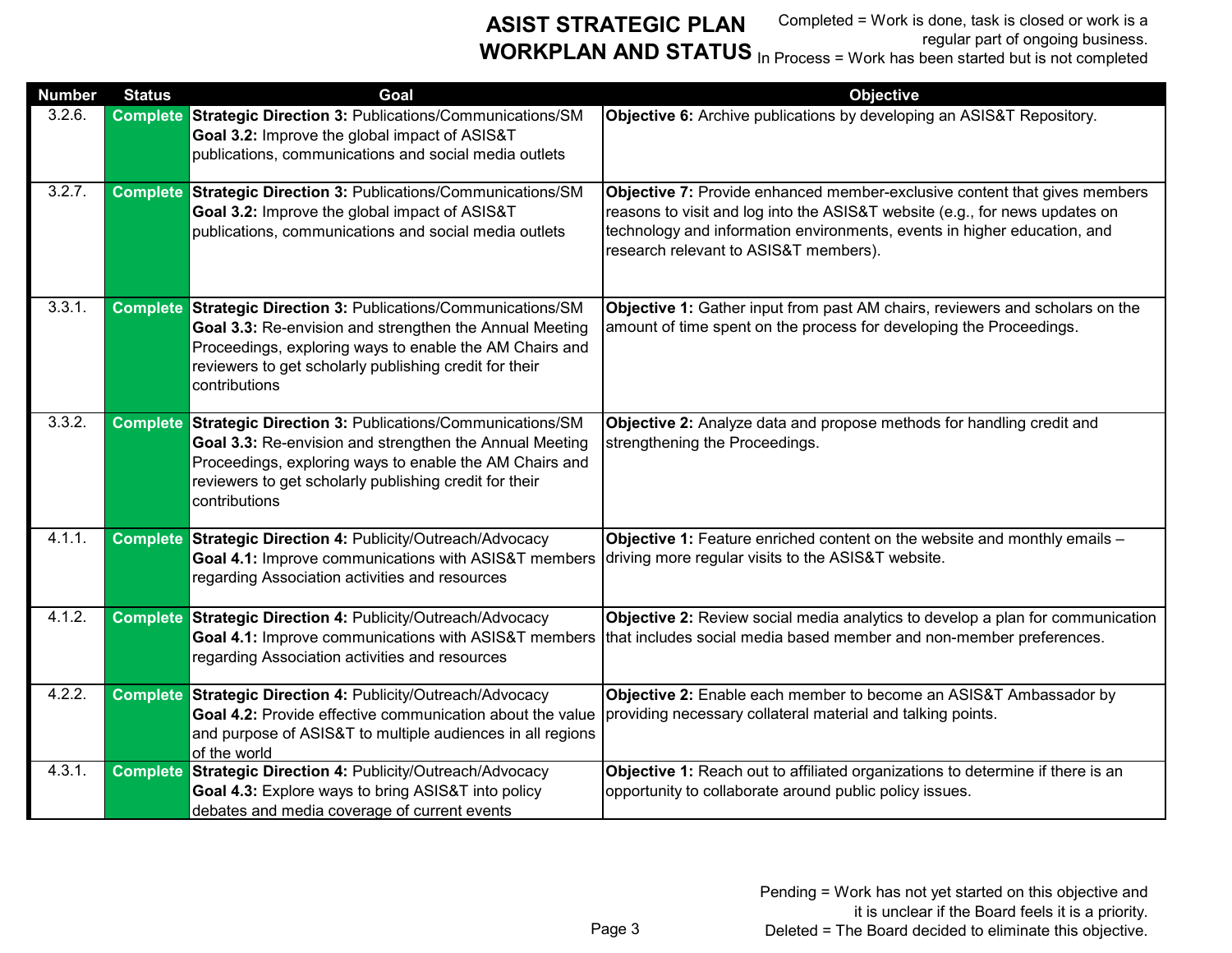# ASIST STRATEGIC PLAN WORKPLAN AND STATUS

Completed = Work is done, task is closed or work is a regular part of ongoing business.
In Process = Work has been started but is not completed

| Number | Status | Goal | Objective |
|---|---|---|---|
| 3.2.6. | Complete | **Strategic Direction 3:** Publications/Communications/SM **Goal 3.2:** Improve the global impact of ASIS&T publications, communications and social media outlets | **Objective 6:** Archive publications by developing an ASIS&T Repository. |
| 3.2.7. | Complete | **Strategic Direction 3:** Publications/Communications/SM **Goal 3.2:** Improve the global impact of ASIS&T publications, communications and social media outlets | **Objective 7:** Provide enhanced member-exclusive content that gives members reasons to visit and log into the ASIS&T website (e.g., for news updates on technology and information environments, events in higher education, and research relevant to ASIS&T members). |
| 3.3.1. | Complete | **Strategic Direction 3:** Publications/Communications/SM **Goal 3.3:** Re-envision and strengthen the Annual Meeting Proceedings, exploring ways to enable the AM Chairs and reviewers to get scholarly publishing credit for their contributions | **Objective 1:** Gather input from past AM chairs, reviewers and scholars on the amount of time spent on the process for developing the Proceedings. |
| 3.3.2. | Complete | **Strategic Direction 3:** Publications/Communications/SM **Goal 3.3:** Re-envision and strengthen the Annual Meeting Proceedings, exploring ways to enable the AM Chairs and reviewers to get scholarly publishing credit for their contributions | **Objective 2:** Analyze data and propose methods for handling credit and strengthening the Proceedings. |
| 4.1.1. | Complete | **Strategic Direction 4:** Publicity/Outreach/Advocacy **Goal 4.1:** Improve communications with ASIS&T members regarding Association activities and resources | **Objective 1:** Feature enriched content on the website and monthly emails – driving more regular visits to the ASIS&T website. |
| 4.1.2. | Complete | **Strategic Direction 4:** Publicity/Outreach/Advocacy **Goal 4.1:** Improve communications with ASIS&T members regarding Association activities and resources | **Objective 2:** Review social media analytics to develop a plan for communication that includes social media based member and non-member preferences. |
| 4.2.2. | Complete | **Strategic Direction 4:** Publicity/Outreach/Advocacy **Goal 4.2:** Provide effective communication about the value and purpose of ASIS&T to multiple audiences in all regions of the world | **Objective 2:** Enable each member to become an ASIS&T Ambassador by providing necessary collateral material and talking points. |
| 4.3.1. | Complete | **Strategic Direction 4:** Publicity/Outreach/Advocacy **Goal 4.3:** Explore ways to bring ASIS&T into policy debates and media coverage of current events | **Objective 1:** Reach out to affiliated organizations to determine if there is an opportunity to collaborate around public policy issues. |

Pending = Work has not yet started on this objective and it is unclear if the Board feels it is a priority.
Deleted = The Board decided to eliminate this objective.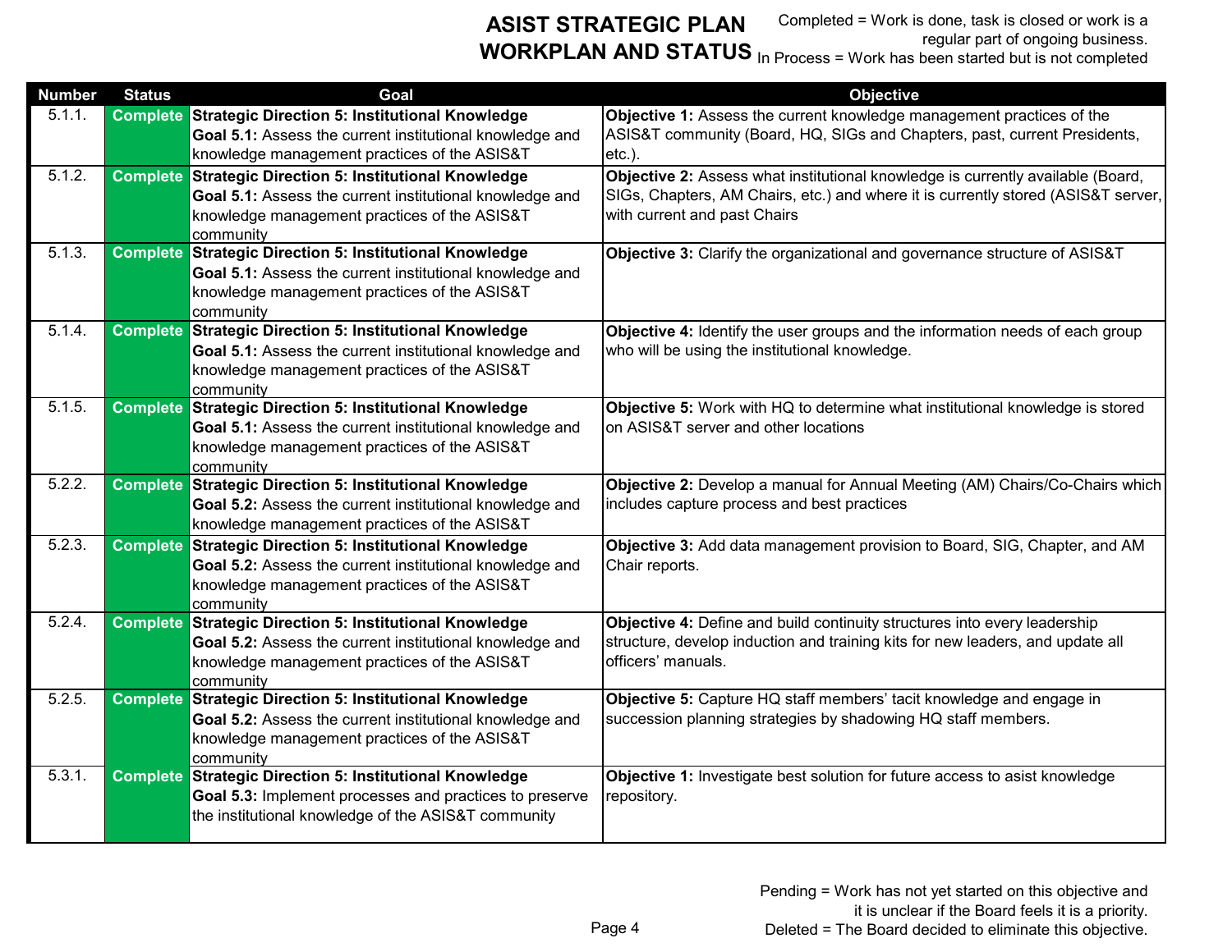# ASIST STRATEGIC PLAN WORKPLAN AND STATUS

Completed = Work is done, task is closed or work is a regular part of ongoing business.
In Process = Work has been started but is not completed

| Number | Status | Goal | Objective |
|---|---|---|---|
| 5.1.1. | Complete | **Strategic Direction 5: Institutional Knowledge** **Goal 5.1:** Assess the current institutional knowledge and knowledge management practices of the ASIS&T | **Objective 1:** Assess the current knowledge management practices of the ASIS&T community (Board, HQ, SIGs and Chapters, past, current Presidents, etc.). |
| 5.1.2. | Complete | **Strategic Direction 5: Institutional Knowledge** **Goal 5.1:** Assess the current institutional knowledge and knowledge management practices of the ASIS&T community | **Objective 2:** Assess what institutional knowledge is currently available (Board, SIGs, Chapters, AM Chairs, etc.) and where it is currently stored (ASIS&T server, with current and past Chairs |
| 5.1.3. | Complete | **Strategic Direction 5: Institutional Knowledge** **Goal 5.1:** Assess the current institutional knowledge and knowledge management practices of the ASIS&T community | **Objective 3:** Clarify the organizational and governance structure of ASIS&T |
| 5.1.4. | Complete | **Strategic Direction 5: Institutional Knowledge** **Goal 5.1:** Assess the current institutional knowledge and knowledge management practices of the ASIS&T community | **Objective 4:** Identify the user groups and the information needs of each group who will be using the institutional knowledge. |
| 5.1.5. | Complete | **Strategic Direction 5: Institutional Knowledge** **Goal 5.1:** Assess the current institutional knowledge and knowledge management practices of the ASIS&T community | **Objective 5:** Work with HQ to determine what institutional knowledge is stored on ASIS&T server and other locations |
| 5.2.2. | Complete | **Strategic Direction 5: Institutional Knowledge** **Goal 5.2:** Assess the current institutional knowledge and knowledge management practices of the ASIS&T | **Objective 2:** Develop a manual for Annual Meeting (AM) Chairs/Co-Chairs which includes capture process and best practices |
| 5.2.3. | Complete | **Strategic Direction 5: Institutional Knowledge** **Goal 5.2:** Assess the current institutional knowledge and knowledge management practices of the ASIS&T community | **Objective 3:** Add data management provision to Board, SIG, Chapter, and AM Chair reports. |
| 5.2.4. | Complete | **Strategic Direction 5: Institutional Knowledge** **Goal 5.2:** Assess the current institutional knowledge and knowledge management practices of the ASIS&T community | **Objective 4:** Define and build continuity structures into every leadership structure, develop induction and training kits for new leaders, and update all officers' manuals. |
| 5.2.5. | Complete | **Strategic Direction 5: Institutional Knowledge** **Goal 5.2:** Assess the current institutional knowledge and knowledge management practices of the ASIS&T community | **Objective 5:** Capture HQ staff members' tacit knowledge and engage in succession planning strategies by shadowing HQ staff members. |
| 5.3.1. | Complete | **Strategic Direction 5: Institutional Knowledge** **Goal 5.3:** Implement processes and practices to preserve the institutional knowledge of the ASIS&T community | **Objective 1:** Investigate best solution for future access to asist knowledge repository. |

Pending = Work has not yet started on this objective and it is unclear if the Board feels it is a priority.
Deleted = The Board decided to eliminate this objective.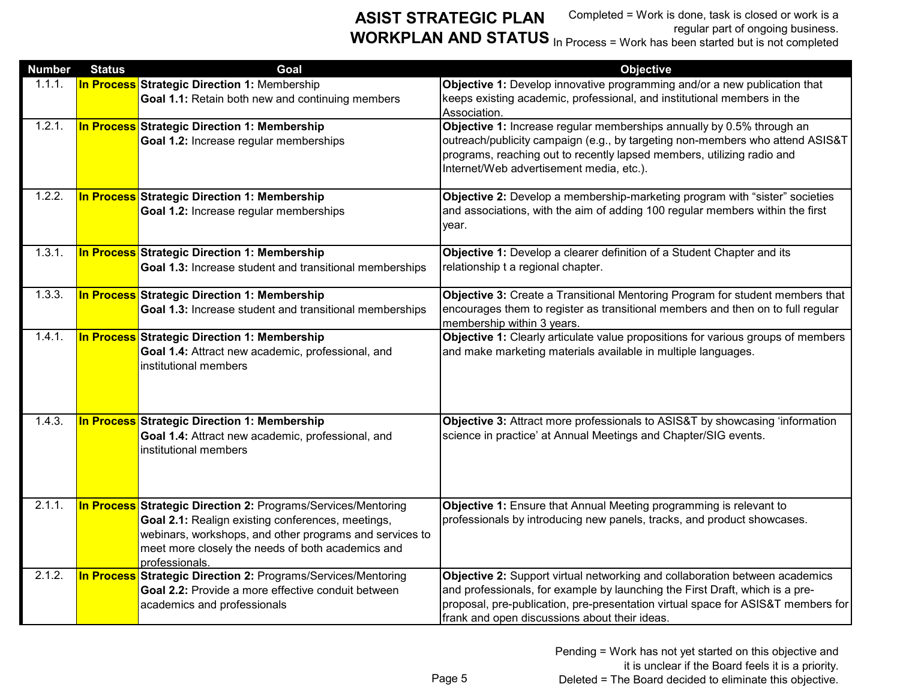# ASIST STRATEGIC PLAN WORKPLAN AND STATUS

Completed = Work is done, task is closed or work is a regular part of ongoing business.
In Process = Work has been started but is not completed

| Number | Status | Goal | Objective |
|---|---|---|---|
| 1.1.1. | In Process | **Strategic Direction 1:** Membership<br>**Goal 1.1:** Retain both new and continuing members | **Objective 1:** Develop innovative programming and/or a new publication that keeps existing academic, professional, and institutional members in the Association. |
| 1.2.1. | In Process | **Strategic Direction 1: Membership**<br>**Goal 1.2:** Increase regular memberships | **Objective 1:** Increase regular memberships annually by 0.5% through an outreach/publicity campaign (e.g., by targeting non-members who attend ASIS&T programs, reaching out to recently lapsed members, utilizing radio and Internet/Web advertisement media, etc.). |
| 1.2.2. | In Process | **Strategic Direction 1: Membership**<br>**Goal 1.2:** Increase regular memberships | **Objective 2:** Develop a membership-marketing program with “sister” societies and associations, with the aim of adding 100 regular members within the first year. |
| 1.3.1. | In Process | **Strategic Direction 1: Membership**<br>**Goal 1.3:** Increase student and transitional memberships | **Objective 1:** Develop a clearer definition of a Student Chapter and its relationship t a regional chapter. |
| 1.3.3. | In Process | **Strategic Direction 1: Membership**<br>**Goal 1.3:** Increase student and transitional memberships | **Objective 3:** Create a Transitional Mentoring Program for student members that encourages them to register as transitional members and then on to full regular membership within 3 years. |
| 1.4.1. | In Process | **Strategic Direction 1: Membership**<br>**Goal 1.4:** Attract new academic, professional, and institutional members | **Objective 1:** Clearly articulate value propositions for various groups of members and make marketing materials available in multiple languages. |
| 1.4.3. | In Process | **Strategic Direction 1: Membership**<br>**Goal 1.4:** Attract new academic, professional, and institutional members | **Objective 3:** Attract more professionals to ASIS&T by showcasing ‘information science in practice’ at Annual Meetings and Chapter/SIG events. |
| 2.1.1. | In Process | **Strategic Direction 2:** Programs/Services/Mentoring<br>**Goal 2.1:** Realign existing conferences, meetings, webinars, workshops, and other programs and services to meet more closely the needs of both academics and professionals. | **Objective 1:** Ensure that Annual Meeting programming is relevant to professionals by introducing new panels, tracks, and product showcases. |
| 2.1.2. | In Process | **Strategic Direction 2:** Programs/Services/Mentoring<br>**Goal 2.2:** Provide a more effective conduit between academics and professionals | **Objective 2:** Support virtual networking and collaboration between academics and professionals, for example by launching the First Draft, which is a pre-proposal, pre-publication, pre-presentation virtual space for ASIS&T members for frank and open discussions about their ideas. |

Pending = Work has not yet started on this objective and it is unclear if the Board feels it is a priority.
Deleted = The Board decided to eliminate this objective.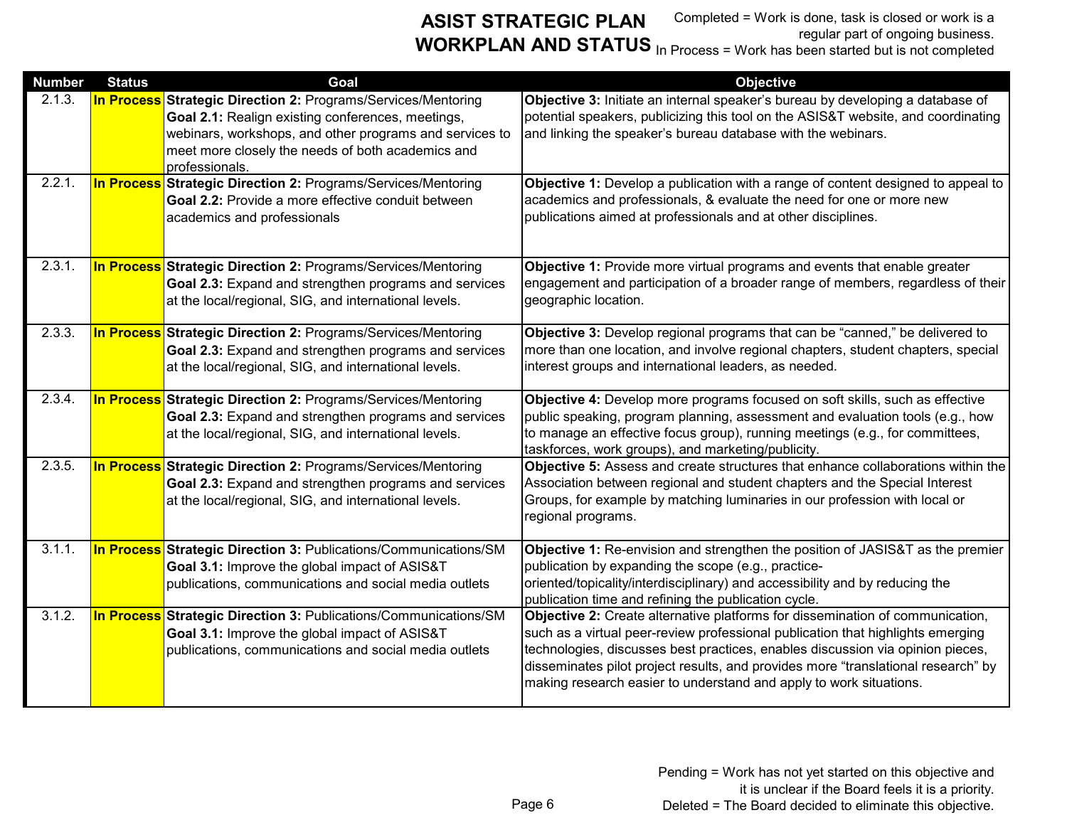# ASIST STRATEGIC PLAN WORKPLAN AND STATUS

Completed = Work is done, task is closed or work is a regular part of ongoing business.
In Process = Work has been started but is not completed

| Number | Status | Goal | Objective |
|---|---|---|---|
| 2.1.3. | In Process | **Strategic Direction 2:** Programs/Services/Mentoring **Goal 2.1:** Realign existing conferences, meetings, webinars, workshops, and other programs and services to meet more closely the needs of both academics and professionals. | **Objective 3:** Initiate an internal speaker's bureau by developing a database of potential speakers, publicizing this tool on the ASIS&T website, and coordinating and linking the speaker's bureau database with the webinars. |
| 2.2.1. | In Process | **Strategic Direction 2:** Programs/Services/Mentoring **Goal 2.2:** Provide a more effective conduit between academics and professionals | **Objective 1:** Develop a publication with a range of content designed to appeal to academics and professionals, & evaluate the need for one or more new publications aimed at professionals and at other disciplines. |
| 2.3.1. | In Process | **Strategic Direction 2:** Programs/Services/Mentoring **Goal 2.3:** Expand and strengthen programs and services at the local/regional, SIG, and international levels. | **Objective 1:** Provide more virtual programs and events that enable greater engagement and participation of a broader range of members, regardless of their geographic location. |
| 2.3.3. | In Process | **Strategic Direction 2:** Programs/Services/Mentoring **Goal 2.3:** Expand and strengthen programs and services at the local/regional, SIG, and international levels. | **Objective 3:** Develop regional programs that can be "canned," be delivered to more than one location, and involve regional chapters, student chapters, special interest groups and international leaders, as needed. |
| 2.3.4. | In Process | **Strategic Direction 2:** Programs/Services/Mentoring **Goal 2.3:** Expand and strengthen programs and services at the local/regional, SIG, and international levels. | **Objective 4:** Develop more programs focused on soft skills, such as effective public speaking, program planning, assessment and evaluation tools (e.g., how to manage an effective focus group), running meetings (e.g., for committees, taskforces, work groups), and marketing/publicity. |
| 2.3.5. | In Process | **Strategic Direction 2:** Programs/Services/Mentoring **Goal 2.3:** Expand and strengthen programs and services at the local/regional, SIG, and international levels. | **Objective 5:** Assess and create structures that enhance collaborations within the Association between regional and student chapters and the Special Interest Groups, for example by matching luminaries in our profession with local or regional programs. |
| 3.1.1. | In Process | **Strategic Direction 3:** Publications/Communications/SM **Goal 3.1:** Improve the global impact of ASIS&T publications, communications and social media outlets | **Objective 1:** Re-envision and strengthen the position of JASIS&T as the premier publication by expanding the scope (e.g., practice-oriented/topicality/interdisciplinary) and accessibility and by reducing the publication time and refining the publication cycle. |
| 3.1.2. | In Process | **Strategic Direction 3:** Publications/Communications/SM **Goal 3.1:** Improve the global impact of ASIS&T publications, communications and social media outlets | **Objective 2:** Create alternative platforms for dissemination of communication, such as a virtual peer-review professional publication that highlights emerging technologies, discusses best practices, enables discussion via opinion pieces, disseminates pilot project results, and provides more "translational research" by making research easier to understand and apply to work situations. |

Pending = Work has not yet started on this objective and it is unclear if the Board feels it is a priority.
Deleted = The Board decided to eliminate this objective.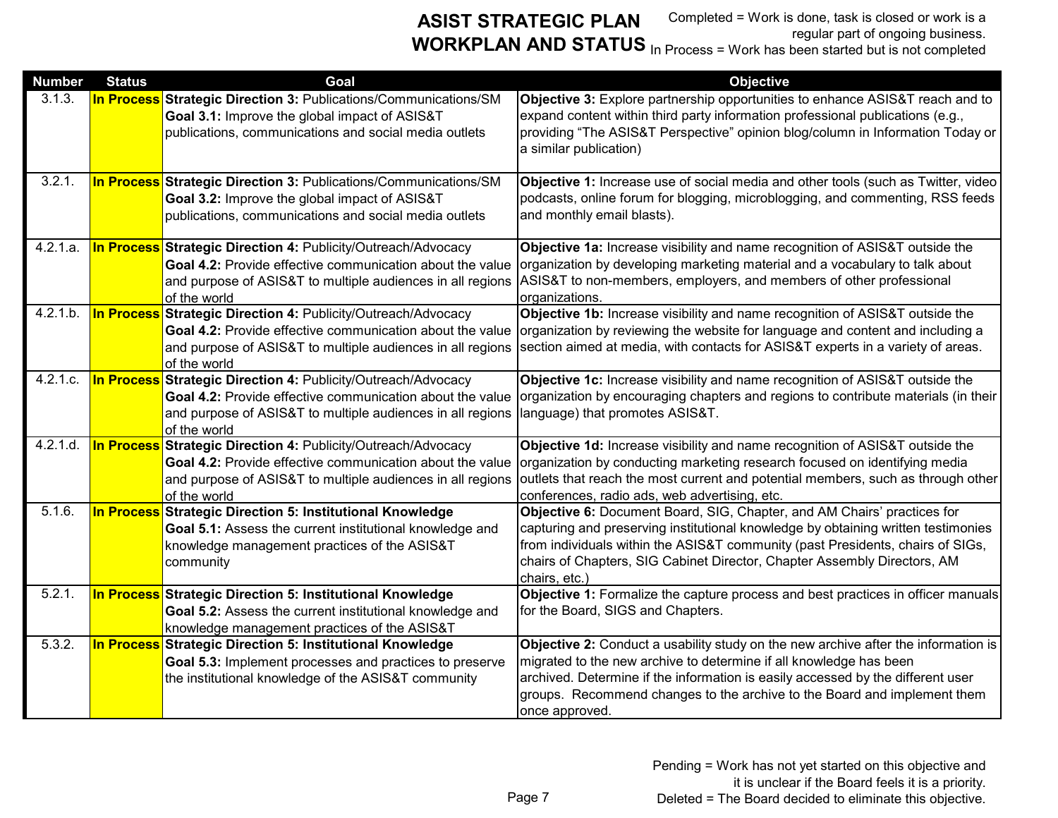# ASIST STRATEGIC PLAN WORKPLAN AND STATUS

Completed = Work is done, task is closed or work is a regular part of ongoing business.
In Process = Work has been started but is not completed

| Number | Status | Goal | Objective |
|---|---|---|---|
| 3.1.3. | In Process | **Strategic Direction 3:** Publications/Communications/SM **Goal 3.1:** Improve the global impact of ASIS&T publications, communications and social media outlets | **Objective 3:** Explore partnership opportunities to enhance ASIS&T reach and to expand content within third party information professional publications (e.g., providing "The ASIS&T Perspective" opinion blog/column in Information Today or a similar publication) |
| 3.2.1. | In Process | **Strategic Direction 3:** Publications/Communications/SM **Goal 3.2:** Improve the global impact of ASIS&T publications, communications and social media outlets | **Objective 1:** Increase use of social media and other tools (such as Twitter, video podcasts, online forum for blogging, microblogging, and commenting, RSS feeds and monthly email blasts). |
| 4.2.1.a. | In Process | **Strategic Direction 4:** Publicity/Outreach/Advocacy **Goal 4.2:** Provide effective communication about the value and purpose of ASIS&T to multiple audiences in all regions of the world | **Objective 1a:** Increase visibility and name recognition of ASIS&T outside the organization by developing marketing material and a vocabulary to talk about ASIS&T to non-members, employers, and members of other professional organizations. |
| 4.2.1.b. | In Process | **Strategic Direction 4:** Publicity/Outreach/Advocacy **Goal 4.2:** Provide effective communication about the value and purpose of ASIS&T to multiple audiences in all regions of the world | **Objective 1b:** Increase visibility and name recognition of ASIS&T outside the organization by reviewing the website for language and content and including a section aimed at media, with contacts for ASIS&T experts in a variety of areas. |
| 4.2.1.c. | In Process | **Strategic Direction 4:** Publicity/Outreach/Advocacy **Goal 4.2:** Provide effective communication about the value and purpose of ASIS&T to multiple audiences in all regions of the world | **Objective 1c:** Increase visibility and name recognition of ASIS&T outside the organization by encouraging chapters and regions to contribute materials (in their language) that promotes ASIS&T. |
| 4.2.1.d. | In Process | **Strategic Direction 4:** Publicity/Outreach/Advocacy **Goal 4.2:** Provide effective communication about the value and purpose of ASIS&T to multiple audiences in all regions of the world | **Objective 1d:** Increase visibility and name recognition of ASIS&T outside the organization by conducting marketing research focused on identifying media outlets that reach the most current and potential members, such as through other conferences, radio ads, web advertising, etc. |
| 5.1.6. | In Process | **Strategic Direction 5: Institutional Knowledge** **Goal 5.1:** Assess the current institutional knowledge and knowledge management practices of the ASIS&T community | **Objective 6:** Document Board, SIG, Chapter, and AM Chairs' practices for capturing and preserving institutional knowledge by obtaining written testimonies from individuals within the ASIS&T community (past Presidents, chairs of SIGs, chairs of Chapters, SIG Cabinet Director, Chapter Assembly Directors, AM chairs, etc.) |
| 5.2.1. | In Process | **Strategic Direction 5: Institutional Knowledge** **Goal 5.2:** Assess the current institutional knowledge and knowledge management practices of the ASIS&T | **Objective 1:** Formalize the capture process and best practices in officer manuals for the Board, SIGS and Chapters. |
| 5.3.2. | In Process | **Strategic Direction 5: Institutional Knowledge** **Goal 5.3:** Implement processes and practices to preserve the institutional knowledge of the ASIS&T community | **Objective 2:** Conduct a usability study on the new archive after the information is migrated to the new archive to determine if all knowledge has been archived. Determine if the information is easily accessed by the different user groups. Recommend changes to the archive to the Board and implement them once approved. |

Pending = Work has not yet started on this objective and it is unclear if the Board feels it is a priority.
Deleted = The Board decided to eliminate this objective.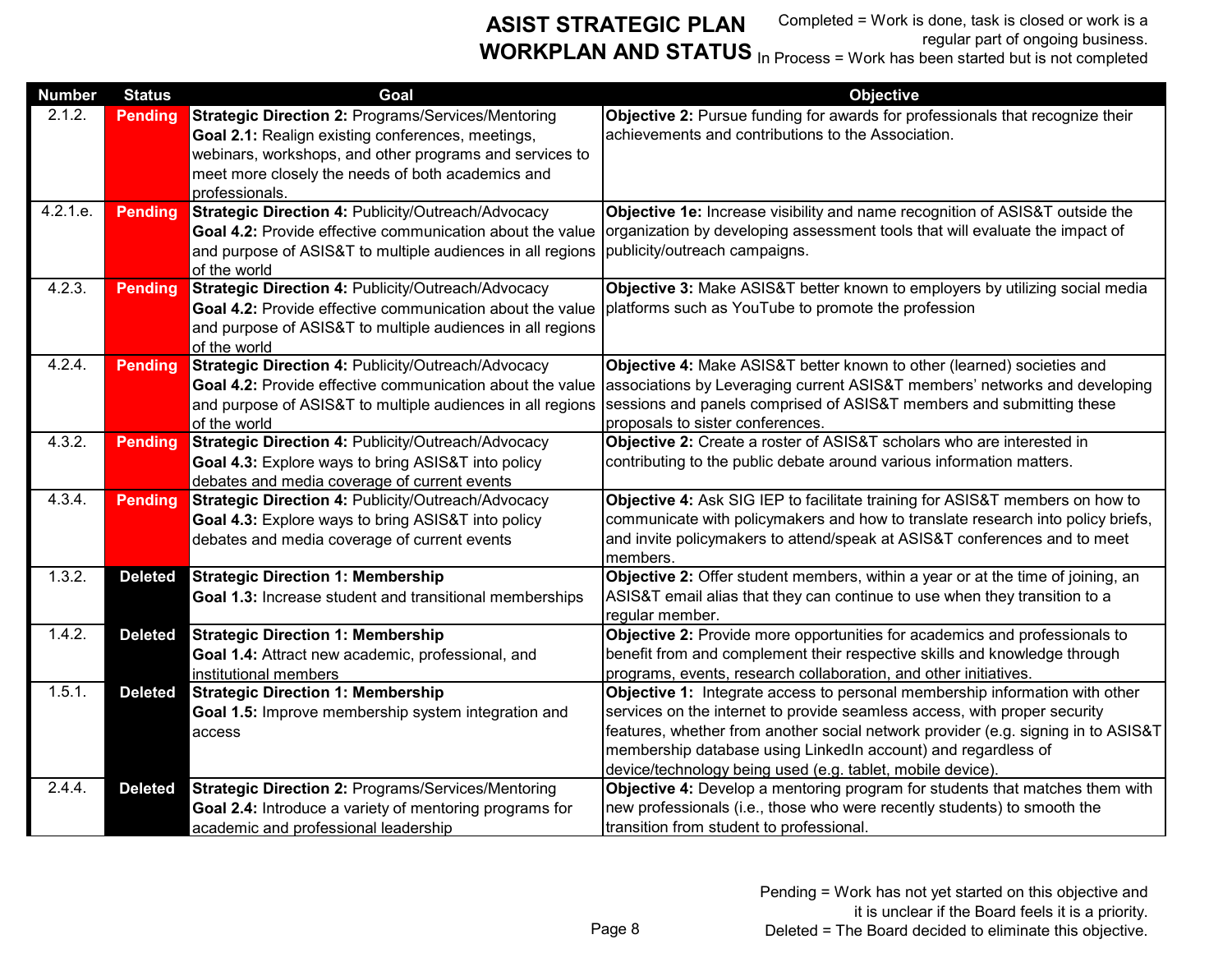# ASIST STRATEGIC PLAN WORKPLAN AND STATUS

Completed = Work is done, task is closed or work is a regular part of ongoing business.
In Process = Work has been started but is not completed

| Number | Status | Goal | Objective |
|---|---|---|---|
| 2.1.2. | Pending | **Strategic Direction 2:** Programs/Services/Mentoring **Goal 2.1:** Realign existing conferences, meetings, webinars, workshops, and other programs and services to meet more closely the needs of both academics and professionals. | **Objective 2:** Pursue funding for awards for professionals that recognize their achievements and contributions to the Association. |
| 4.2.1.e. | Pending | **Strategic Direction 4:** Publicity/Outreach/Advocacy **Goal 4.2:** Provide effective communication about the value and purpose of ASIS&T to multiple audiences in all regions of the world | **Objective 1e:** Increase visibility and name recognition of ASIS&T outside the organization by developing assessment tools that will evaluate the impact of publicity/outreach campaigns. |
| 4.2.3. | Pending | **Strategic Direction 4:** Publicity/Outreach/Advocacy **Goal 4.2:** Provide effective communication about the value and purpose of ASIS&T to multiple audiences in all regions of the world | **Objective 3:** Make ASIS&T better known to employers by utilizing social media platforms such as YouTube to promote the profession |
| 4.2.4. | Pending | **Strategic Direction 4:** Publicity/Outreach/Advocacy **Goal 4.2:** Provide effective communication about the value and purpose of ASIS&T to multiple audiences in all regions of the world | **Objective 4:** Make ASIS&T better known to other (learned) societies and associations by Leveraging current ASIS&T members' networks and developing sessions and panels comprised of ASIS&T members and submitting these proposals to sister conferences. |
| 4.3.2. | Pending | **Strategic Direction 4:** Publicity/Outreach/Advocacy **Goal 4.3:** Explore ways to bring ASIS&T into policy debates and media coverage of current events | **Objective 2:** Create a roster of ASIS&T scholars who are interested in contributing to the public debate around various information matters. |
| 4.3.4. | Pending | **Strategic Direction 4:** Publicity/Outreach/Advocacy **Goal 4.3:** Explore ways to bring ASIS&T into policy debates and media coverage of current events | **Objective 4:** Ask SIG IEP to facilitate training for ASIS&T members on how to communicate with policymakers and how to translate research into policy briefs, and invite policymakers to attend/speak at ASIS&T conferences and to meet members. |
| 1.3.2. | Deleted | **Strategic Direction 1: Membership** **Goal 1.3:** Increase student and transitional memberships | **Objective 2:** Offer student members, within a year or at the time of joining, an ASIS&T email alias that they can continue to use when they transition to a regular member. |
| 1.4.2. | Deleted | **Strategic Direction 1: Membership** **Goal 1.4:** Attract new academic, professional, and institutional members | **Objective 2:** Provide more opportunities for academics and professionals to benefit from and complement their respective skills and knowledge through programs, events, research collaboration, and other initiatives. |
| 1.5.1. | Deleted | **Strategic Direction 1: Membership** **Goal 1.5:** Improve membership system integration and access | **Objective 1:** Integrate access to personal membership information with other services on the internet to provide seamless access, with proper security features, whether from another social network provider (e.g. signing in to ASIS&T membership database using LinkedIn account) and regardless of device/technology being used (e.g. tablet, mobile device). |
| 2.4.4. | Deleted | **Strategic Direction 2:** Programs/Services/Mentoring **Goal 2.4:** Introduce a variety of mentoring programs for academic and professional leadership | **Objective 4:** Develop a mentoring program for students that matches them with new professionals (i.e., those who were recently students) to smooth the transition from student to professional. |

Pending = Work has not yet started on this objective and it is unclear if the Board feels it is a priority.
Deleted = The Board decided to eliminate this objective.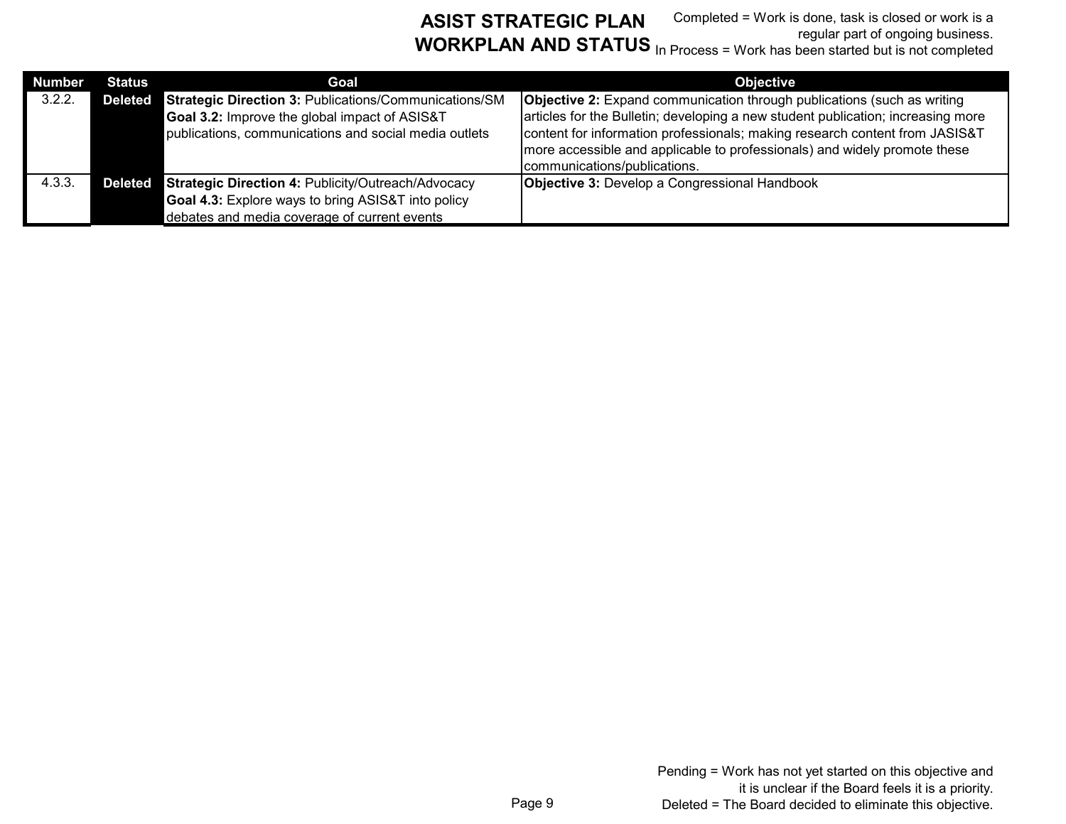# ASIST STRATEGIC PLAN WORKPLAN AND STATUS

Completed = Work is done, task is closed or work is a regular part of ongoing business.
In Process = Work has been started but is not completed

| Number | Status | Goal | Objective |
|---|---|---|---|
| 3.2.2. | **Deleted** | **Strategic Direction 3:** Publications/Communications/SM **Goal 3.2:** Improve the global impact of ASIS&T publications, communications and social media outlets | **Objective 2:** Expand communication through publications (such as writing articles for the Bulletin; developing a new student publication; increasing more content for information professionals; making research content from JASIS&T more accessible and applicable to professionals) and widely promote these communications/publications. |
| 4.3.3. | **Deleted** | **Strategic Direction 4:** Publicity/Outreach/Advocacy **Goal 4.3:** Explore ways to bring ASIS&T into policy debates and media coverage of current events | **Objective 3:** Develop a Congressional Handbook |

Pending = Work has not yet started on this objective and it is unclear if the Board feels it is a priority.
Deleted = The Board decided to eliminate this objective.